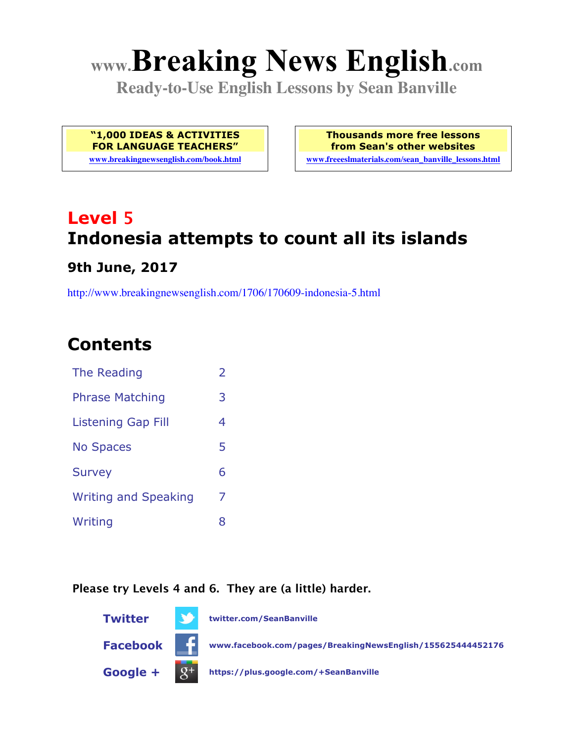# www.Breaking News English.com

**Ready-to-Use English Lessons by Sean Banville**

**"1,000 IDEAS & ACTIVITIES FOR LANGUAGE TEACHERS"**
www.breakingnewsenglish.com/book.html

**Thousands more free lessons from Sean's other websites**
www.freeeslmaterials.com/sean_banville_lessons.html

## Level 5
## Indonesia attempts to count all its islands

### 9th June, 2017

http://www.breakingnewsenglish.com/1706/170609-indonesia-5.html

## Contents

| | |
|---|---|
| The Reading | 2 |
| Phrase Matching | 3 |
| Listening Gap Fill | 4 |
| No Spaces | 5 |
| Survey | 6 |
| Writing and Speaking | 7 |
| Writing | 8 |

**Please try Levels 4 and 6. They are (a little) harder.**

**Twitter** twitter.com/SeanBanville

**Facebook** www.facebook.com/pages/BreakingNewsEnglish/155625444452176

**Google +** https://plus.google.com/+SeanBanville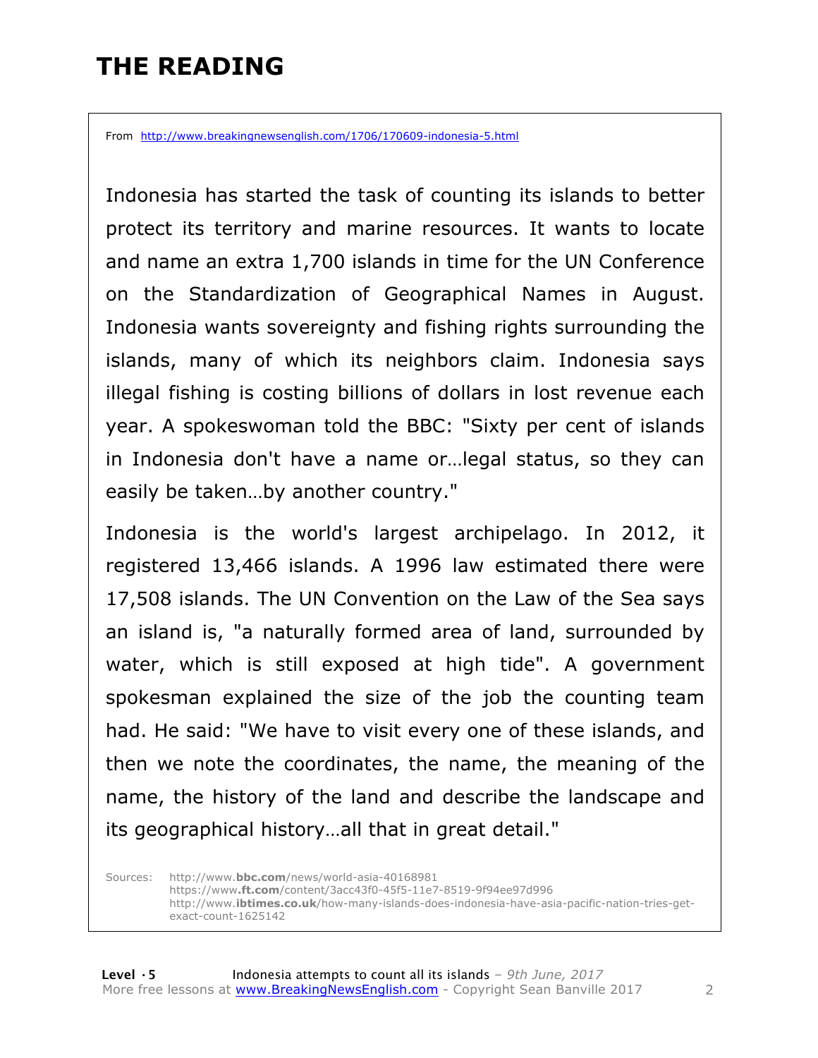# THE READING

From http://www.breakingnewsenglish.com/1706/170609-indonesia-5.html

Indonesia has started the task of counting its islands to better protect its territory and marine resources. It wants to locate and name an extra 1,700 islands in time for the UN Conference on the Standardization of Geographical Names in August. Indonesia wants sovereignty and fishing rights surrounding the islands, many of which its neighbors claim. Indonesia says illegal fishing is costing billions of dollars in lost revenue each year. A spokeswoman told the BBC: "Sixty per cent of islands in Indonesia don't have a name or…legal status, so they can easily be taken…by another country."

Indonesia is the world's largest archipelago. In 2012, it registered 13,466 islands. A 1996 law estimated there were 17,508 islands. The UN Convention on the Law of the Sea says an island is, "a naturally formed area of land, surrounded by water, which is still exposed at high tide". A government spokesman explained the size of the job the counting team had. He said: "We have to visit every one of these islands, and then we note the coordinates, the name, the meaning of the name, the history of the land and describe the landscape and its geographical history…all that in great detail."

Sources: http://www.**bbc.com**/news/world-asia-40168981
https://www.**ft.com**/content/3acc43f0-45f5-11e7-8519-9f94ee97d996
http://www.**ibtimes.co.uk**/how-many-islands-does-indonesia-have-asia-pacific-nation-tries-get-exact-count-1625142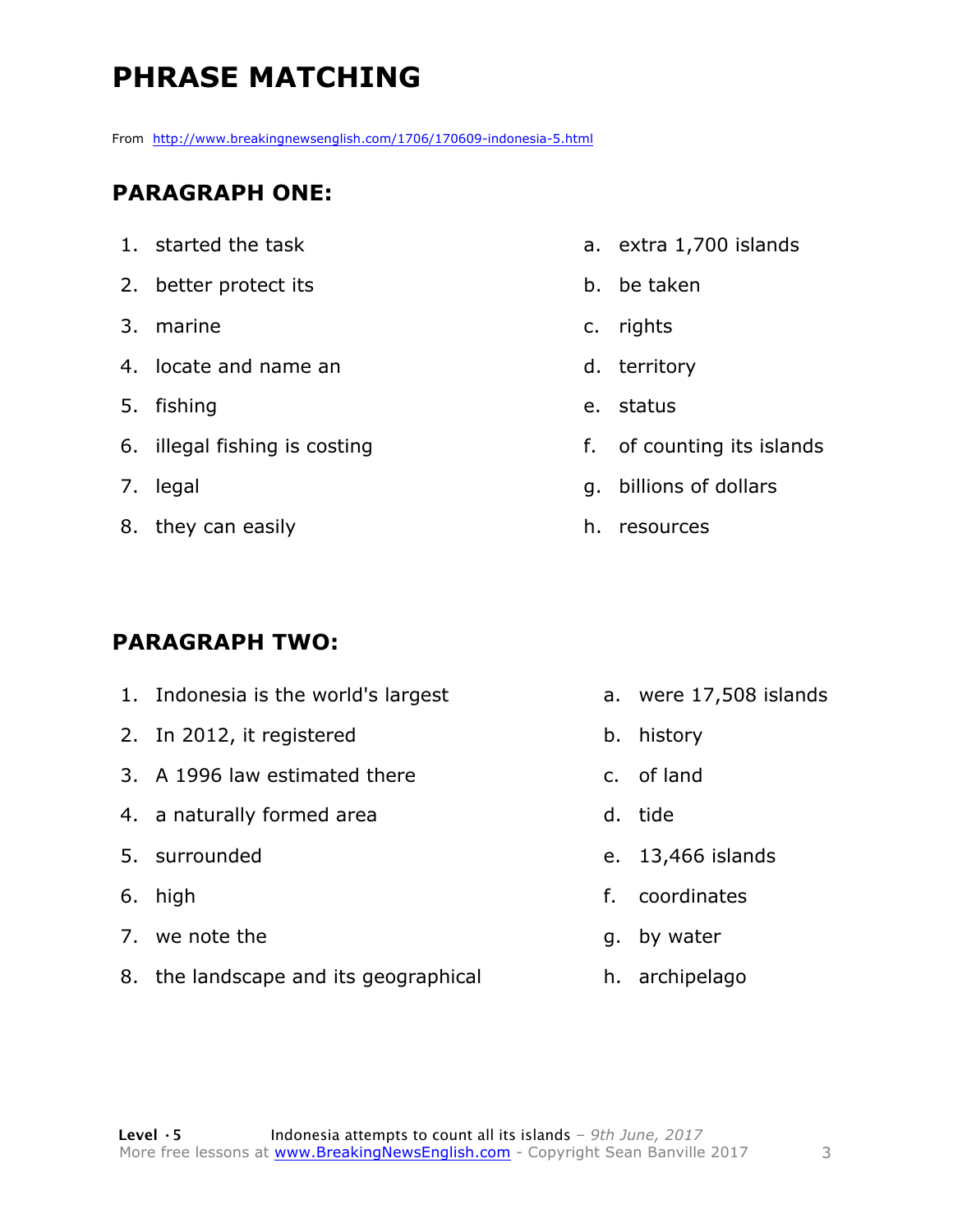# PHRASE MATCHING

From http://www.breakingnewsenglish.com/1706/170609-indonesia-5.html

## PARAGRAPH ONE:

1. started the task
2. better protect its
3. marine
4. locate and name an
5. fishing
6. illegal fishing is costing
7. legal
8. they can easily

a. extra 1,700 islands
b. be taken
c. rights
d. territory
e. status
f. of counting its islands
g. billions of dollars
h. resources

## PARAGRAPH TWO:

1. Indonesia is the world's largest
2. In 2012, it registered
3. A 1996 law estimated there
4. a naturally formed area
5. surrounded
6. high
7. we note the
8. the landscape and its geographical

a. were 17,508 islands
b. history
c. of land
d. tide
e. 13,466 islands
f. coordinates
g. by water
h. archipelago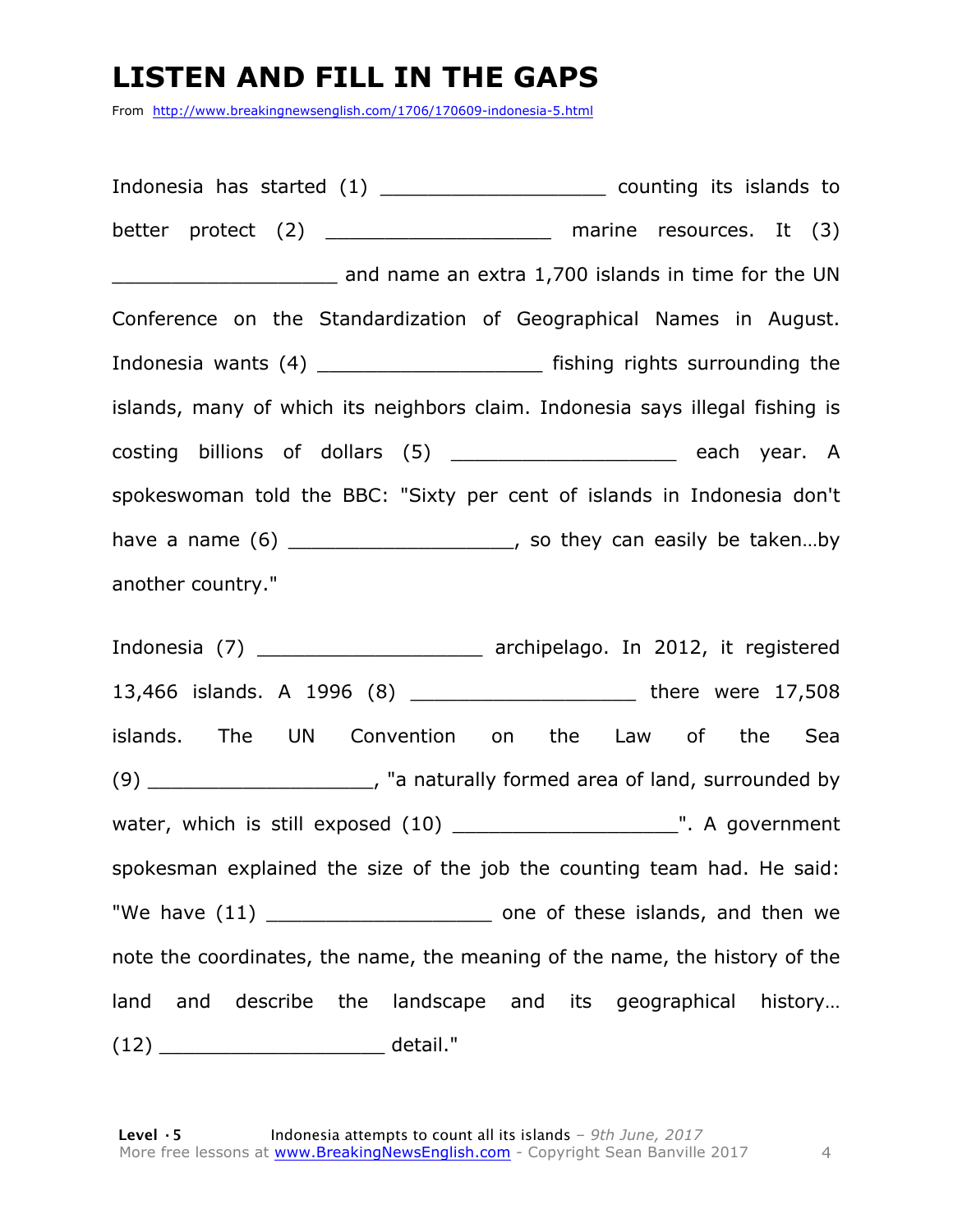# LISTEN AND FILL IN THE GAPS

From http://www.breakingnewsenglish.com/1706/170609-indonesia-5.html

Indonesia has started (1) ___________________ counting its islands to better protect (2) ___________________ marine resources. It (3) ___________________ and name an extra 1,700 islands in time for the UN Conference on the Standardization of Geographical Names in August. Indonesia wants (4) ___________________ fishing rights surrounding the islands, many of which its neighbors claim. Indonesia says illegal fishing is costing billions of dollars (5) ___________________ each year. A spokeswoman told the BBC: "Sixty per cent of islands in Indonesia don't have a name (6) ___________________, so they can easily be taken…by another country."

Indonesia (7) ___________________ archipelago. In 2012, it registered 13,466 islands. A 1996 (8) ___________________ there were 17,508 islands. The UN Convention on the Law of the Sea (9) ___________________, "a naturally formed area of land, surrounded by water, which is still exposed (10) ___________________". A government spokesman explained the size of the job the counting team had. He said: "We have (11) ___________________ one of these islands, and then we note the coordinates, the name, the meaning of the name, the history of the land and describe the landscape and its geographical history… (12) ___________________ detail."

**Level · 5** Indonesia attempts to count all its islands – *9th June, 2017*
More free lessons at www.BreakingNewsEnglish.com - Copyright Sean Banville 2017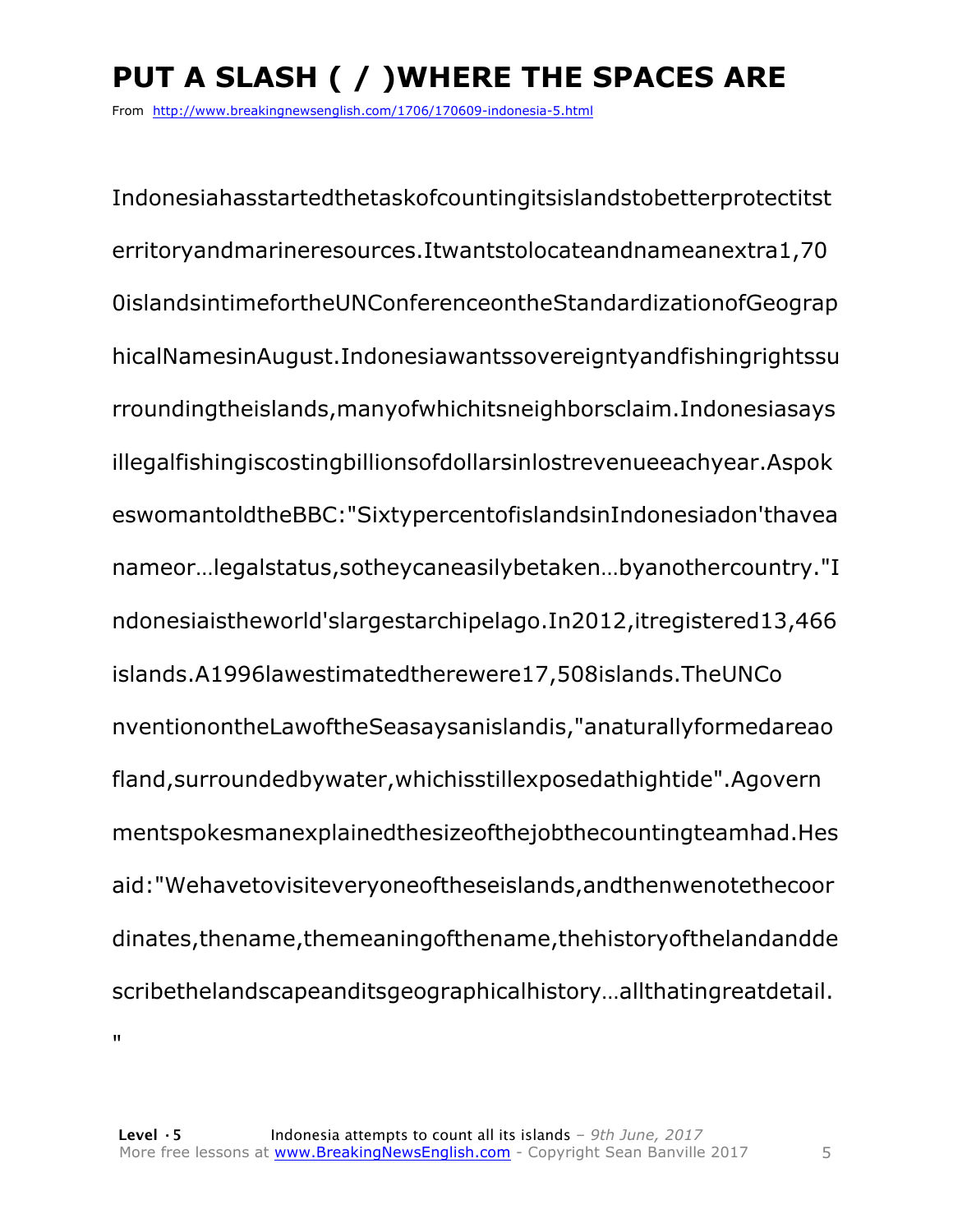# PUT A SLASH ( / )WHERE THE SPACES ARE

From http://www.breakingnewsenglish.com/1706/170609-indonesia-5.html

Indonesiahasstartedthetaskofcountingitsislandstobetterprotectitst erritoryandmarineresources.Itwantstolocateandnameanextra1,70 0islandsintimefortheUNConferenceontheStandardizationofGeograp hicalNamesinAugust.Indonesiawantssovereigntyandfishingrightssu rroundingtheislands,manyofwhichitsneighborsclaim.Indonesiasays illegalfishingiscostingbillionsofdollarsinlostrevenueeachyear.Aspok eswomantoldtheBBC:"SixtypercentofislandsinIndonesiadon'thavea nameor…legalstatus,sotheycaneasilybetaken…byanothercountry."I ndonesiaistheworld'slargestarchipelago.In2012,itregistered13,466 islands.A1996lawestimatedtherewere17,508islands.TheUNCo nventionontheLawoftheSeasaysanislandis,"anaturallyformedareao fland,surroundedbywater,whichisstillexposedathightide".Agovern mentspokesmanexplainedthesizeofthejobthecountingteamhad.Hes aid:"Wehavetovisiteveryoneoftheseislands,andthenwenotethecoor dinates,thename,themeaningofthename,thehistoryofthelandandde scribethelandscapeanditsgeographicalhistory…allthatingreatdetail. "

**Level · 5** Indonesia attempts to count all its islands – *9th June, 2017*
More free lessons at www.BreakingNewsEnglish.com - Copyright Sean Banville 2017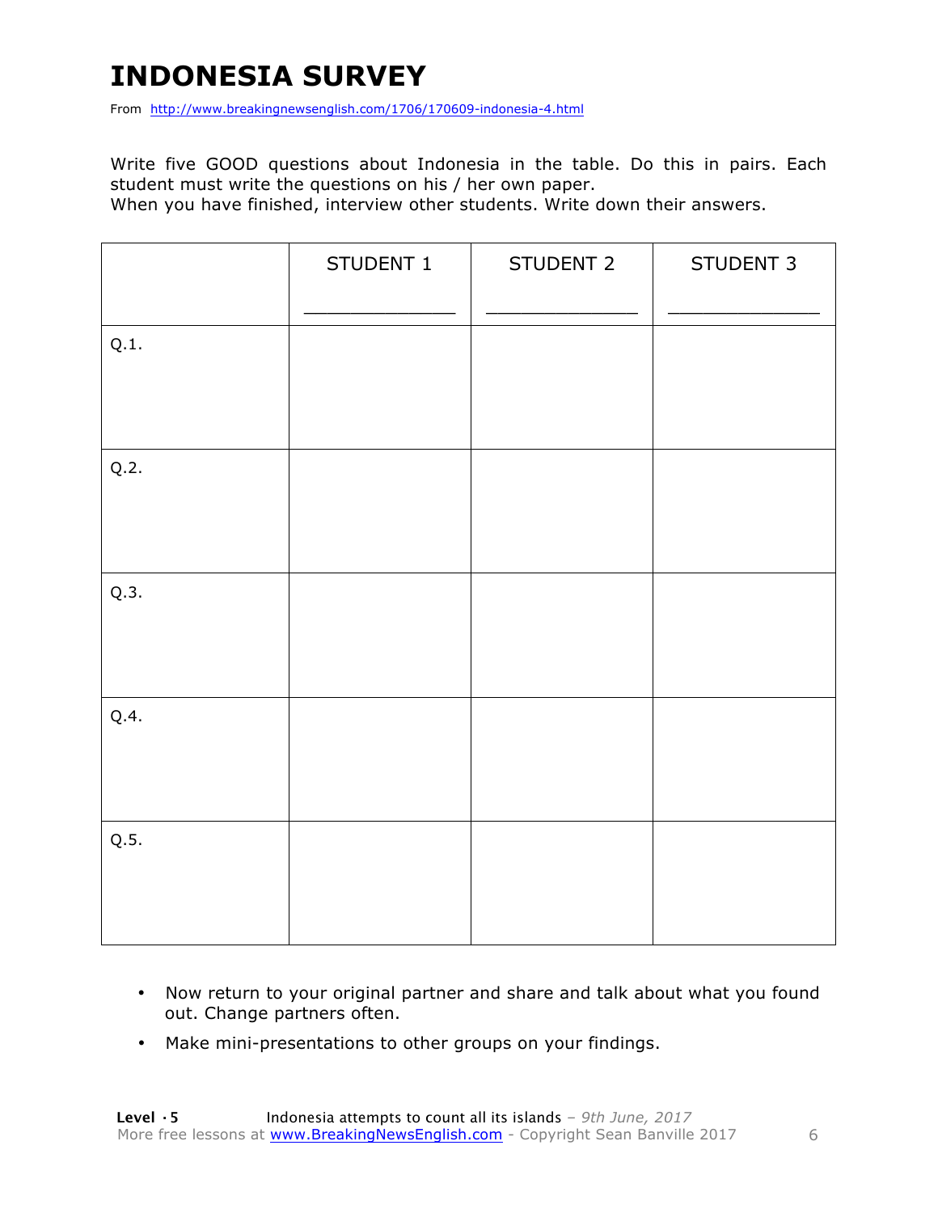# INDONESIA SURVEY

From http://www.breakingnewsenglish.com/1706/170609-indonesia-4.html

Write five GOOD questions about Indonesia in the table. Do this in pairs. Each student must write the questions on his / her own paper.
When you have finished, interview other students. Write down their answers.

| | STUDENT 1<br>_______________ | STUDENT 2<br>_______________ | STUDENT 3<br>_______________ |
|---|---|---|---|
| Q.1. | | | |
| Q.2. | | | |
| Q.3. | | | |
| Q.4. | | | |
| Q.5. | | | |

- Now return to your original partner and share and talk about what you found out. Change partners often.
- Make mini-presentations to other groups on your findings.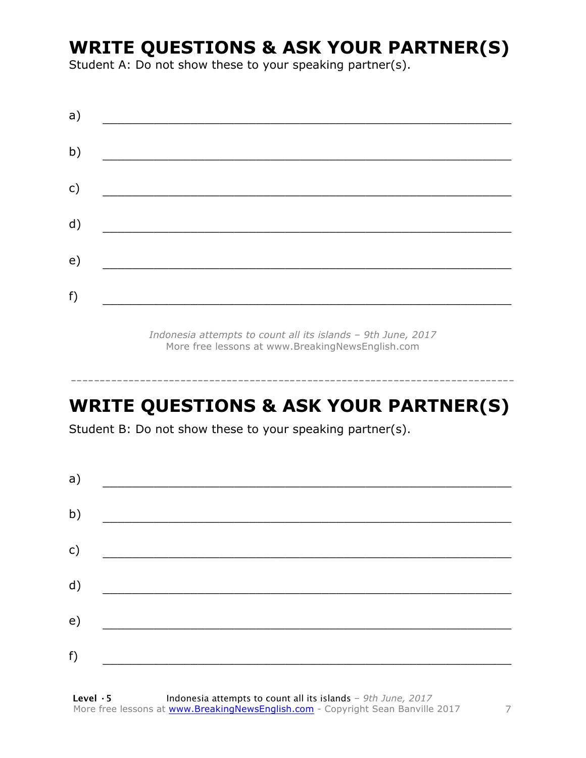## WRITE QUESTIONS & ASK YOUR PARTNER(S)

Student A: Do not show these to your speaking partner(s).

a) ___________________________________________________________

b) ___________________________________________________________

c) ___________________________________________________________

d) ___________________________________________________________

e) ___________________________________________________________

f) ___________________________________________________________

*Indonesia attempts to count all its islands – 9th June, 2017*
More free lessons at www.BreakingNewsEnglish.com

---

## WRITE QUESTIONS & ASK YOUR PARTNER(S)

Student B: Do not show these to your speaking partner(s).

a) ___________________________________________________________

b) ___________________________________________________________

c) ___________________________________________________________

d) ___________________________________________________________

e) ___________________________________________________________

f) ___________________________________________________________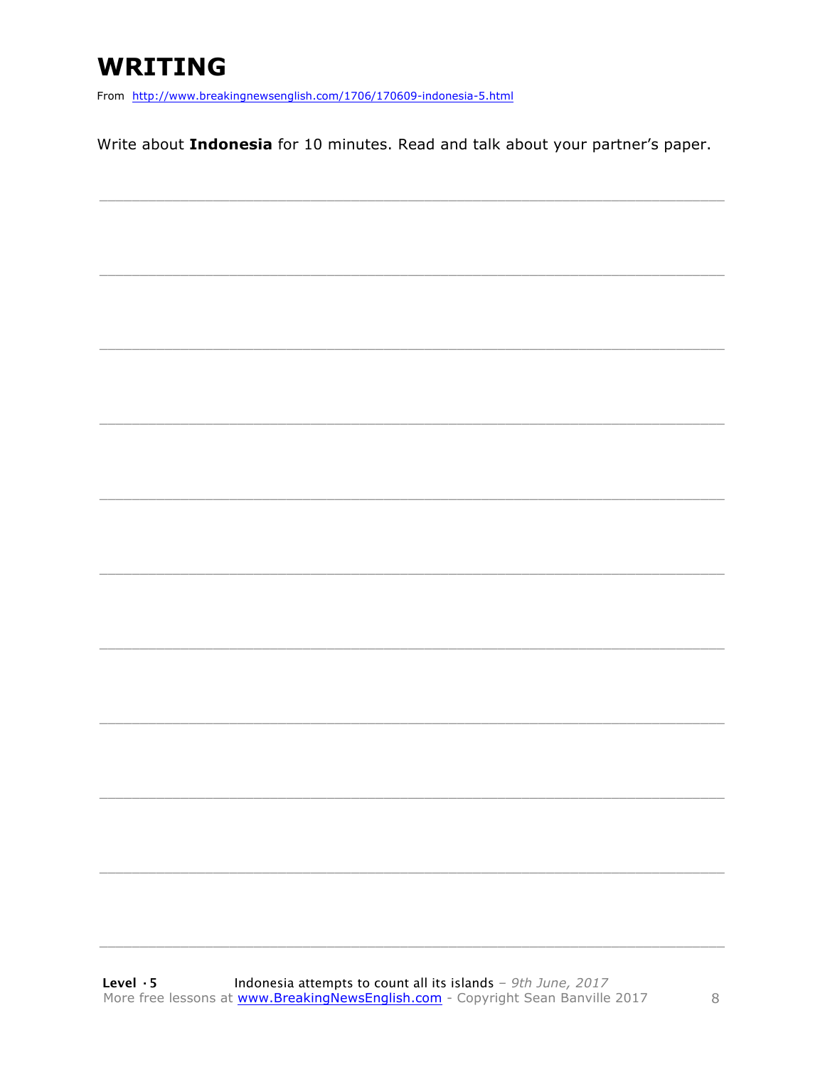# WRITING

From http://www.breakingnewsenglish.com/1706/170609-indonesia-5.html

Write about **Indonesia** for 10 minutes. Read and talk about your partner's paper.

______________________________________________________________________________

______________________________________________________________________________

______________________________________________________________________________

______________________________________________________________________________

______________________________________________________________________________

______________________________________________________________________________

______________________________________________________________________________

______________________________________________________________________________

______________________________________________________________________________

______________________________________________________________________________

______________________________________________________________________________